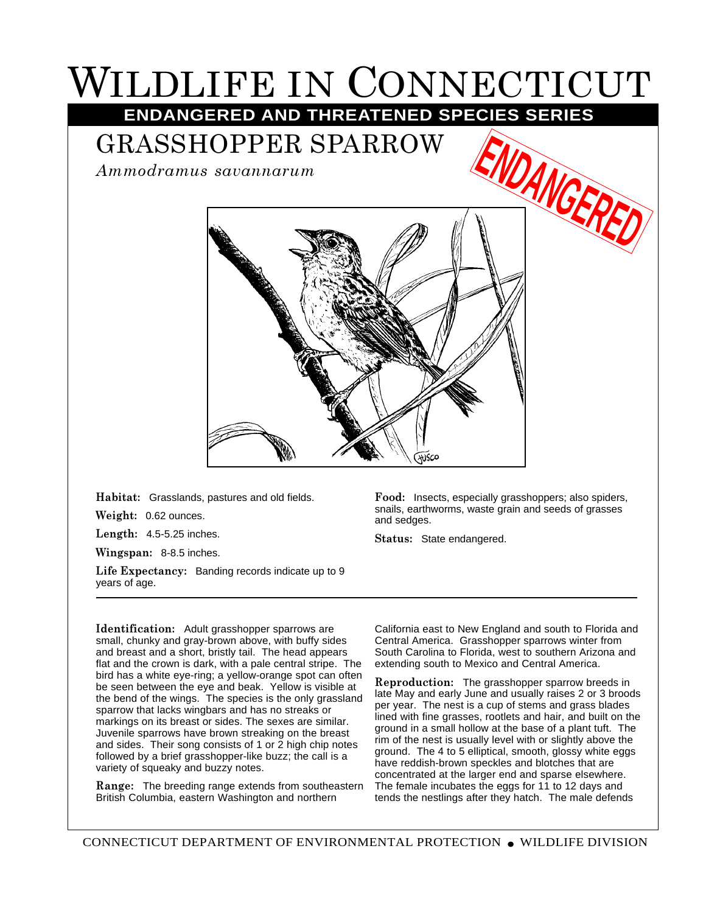# Wildlife in Connecticut

**ENDANGERED AND THREATENED SPECIES SERIES**

## GRASSHOPPER SPARROW

*Ammodramus savannarum*

ENDANGERED

**Habitat:** Grasslands, pastures and old fields.

**Weight:** 0.62 ounces.

**Length:** 4.5-5.25 inches.

**Wingspan:** 8-8.5 inches.

**Life Expectancy:** Banding records indicate up to 9 years of age.

**Food:** Insects, especially grasshoppers; also spiders, snails, earthworms, waste grain and seeds of grasses and sedges.

**Status:** State endangered.

---

**Identification:** Adult grasshopper sparrows are small, chunky and gray-brown above, with buffy sides and breast and a short, bristly tail. The head appears flat and the crown is dark, with a pale central stripe. The bird has a white eye-ring; a yellow-orange spot can often be seen between the eye and beak. Yellow is visible at the bend of the wings. The species is the only grassland sparrow that lacks wingbars and has no streaks or markings on its breast or sides. The sexes are similar. Juvenile sparrows have brown streaking on the breast and sides. Their song consists of 1 or 2 high chip notes followed by a brief grasshopper-like buzz; the call is a variety of squeaky and buzzy notes.

**Range:** The breeding range extends from southeastern British Columbia, eastern Washington and northern California east to New England and south to Florida and Central America. Grasshopper sparrows winter from South Carolina to Florida, west to southern Arizona and extending south to Mexico and Central America.

**Reproduction:** The grasshopper sparrow breeds in late May and early June and usually raises 2 or 3 broods per year. The nest is a cup of stems and grass blades lined with fine grasses, rootlets and hair, and built on the ground in a small hollow at the base of a plant tuft. The rim of the nest is usually level with or slightly above the ground. The 4 to 5 elliptical, smooth, glossy white eggs have reddish-brown speckles and blotches that are concentrated at the larger end and sparse elsewhere. The female incubates the eggs for 11 to 12 days and tends the nestlings after they hatch. The male defends

CONNECTICUT DEPARTMENT OF ENVIRONMENTAL PROTECTION • WILDLIFE DIVISION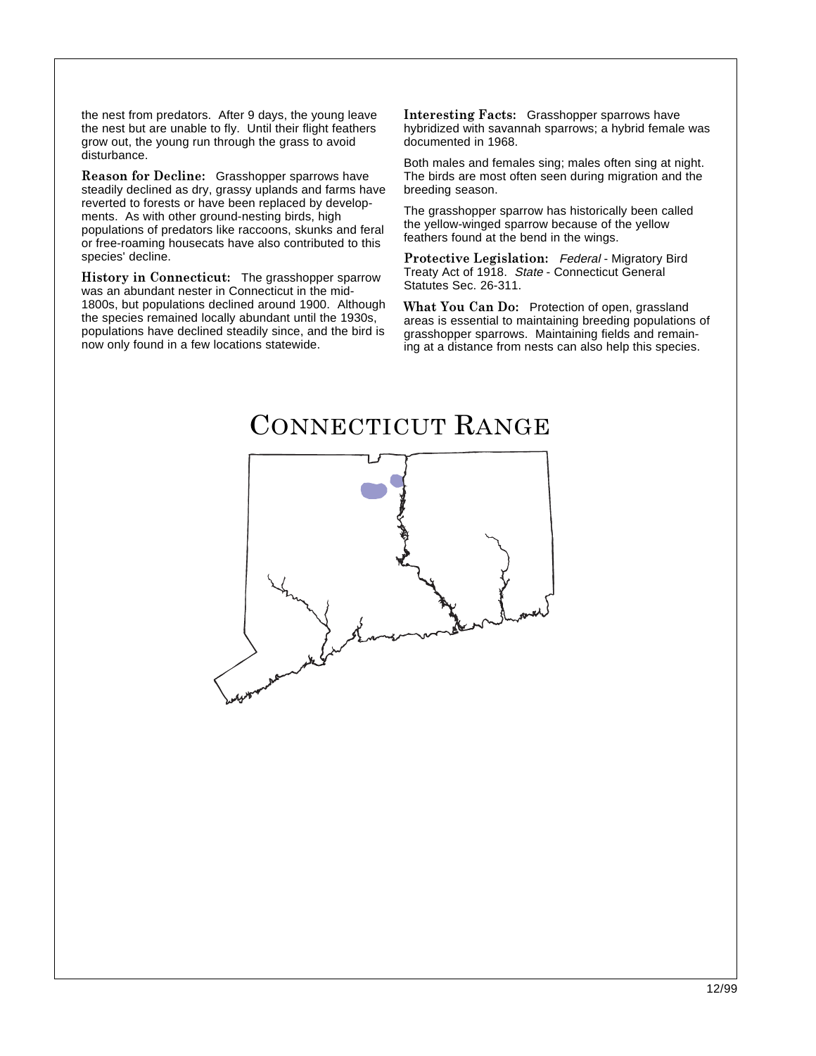the nest from predators. After 9 days, the young leave the nest but are unable to fly. Until their flight feathers grow out, the young run through the grass to avoid disturbance.

**Reason for Decline:** Grasshopper sparrows have steadily declined as dry, grassy uplands and farms have reverted to forests or have been replaced by developments. As with other ground-nesting birds, high populations of predators like raccoons, skunks and feral or free-roaming housecats have also contributed to this species' decline.

**History in Connecticut:** The grasshopper sparrow was an abundant nester in Connecticut in the mid-1800s, but populations declined around 1900. Although the species remained locally abundant until the 1930s, populations have declined steadily since, and the bird is now only found in a few locations statewide.

**Interesting Facts:** Grasshopper sparrows have hybridized with savannah sparrows; a hybrid female was documented in 1968.

Both males and females sing; males often sing at night. The birds are most often seen during migration and the breeding season.

The grasshopper sparrow has historically been called the yellow-winged sparrow because of the yellow feathers found at the bend in the wings.

**Protective Legislation:** *Federal* - Migratory Bird Treaty Act of 1918. *State* - Connecticut General Statutes Sec. 26-311.

**What You Can Do:** Protection of open, grassland areas is essential to maintaining breeding populations of grasshopper sparrows. Maintaining fields and remaining at a distance from nests can also help this species.

## Connecticut Range

12/99